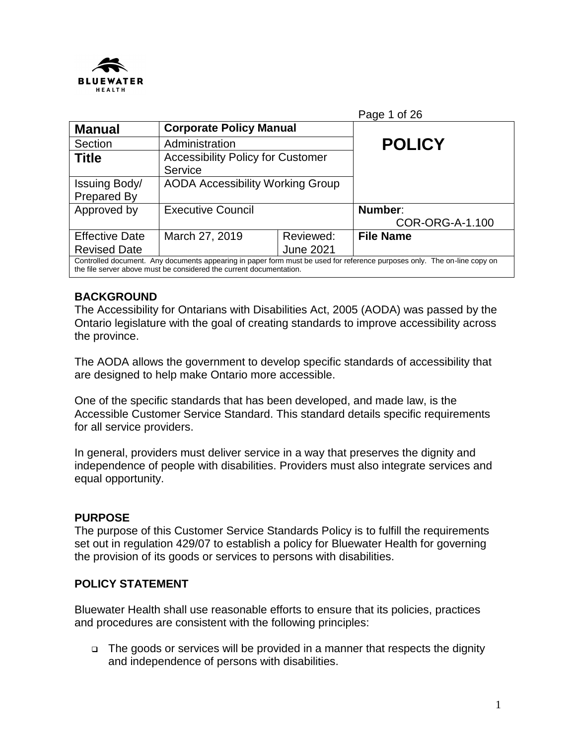| Manual | Corporate Policy Manual | | POLICY |
|---|---|---|---|
| Section | Administration | | |
| Title | Accessibility Policy for Customer Service | | |
| Issuing Body/ Prepared By | AODA Accessibility Working Group | | |
| Approved by | Executive Council | | Number: COR-ORG-A-1.100 |
| Effective Date Revised Date | March 27, 2019 | Reviewed: June 2021 | File Name |
| Controlled document. Any documents appearing in paper form must be used for reference purposes only. The on-line copy on the file server above must be considered the current documentation. | | | |

**BACKGROUND**

The Accessibility for Ontarians with Disabilities Act, 2005 (AODA) was passed by the Ontario legislature with the goal of creating standards to improve accessibility across the province.

The AODA allows the government to develop specific standards of accessibility that are designed to help make Ontario more accessible.

One of the specific standards that has been developed, and made law, is the Accessible Customer Service Standard. This standard details specific requirements for all service providers.

In general, providers must deliver service in a way that preserves the dignity and independence of people with disabilities. Providers must also integrate services and equal opportunity.

**PURPOSE**

The purpose of this Customer Service Standards Policy is to fulfill the requirements set out in regulation 429/07 to establish a policy for Bluewater Health for governing the provision of its goods or services to persons with disabilities.

**POLICY STATEMENT**

Bluewater Health shall use reasonable efforts to ensure that its policies, practices and procedures are consistent with the following principles:

- The goods or services will be provided in a manner that respects the dignity and independence of persons with disabilities.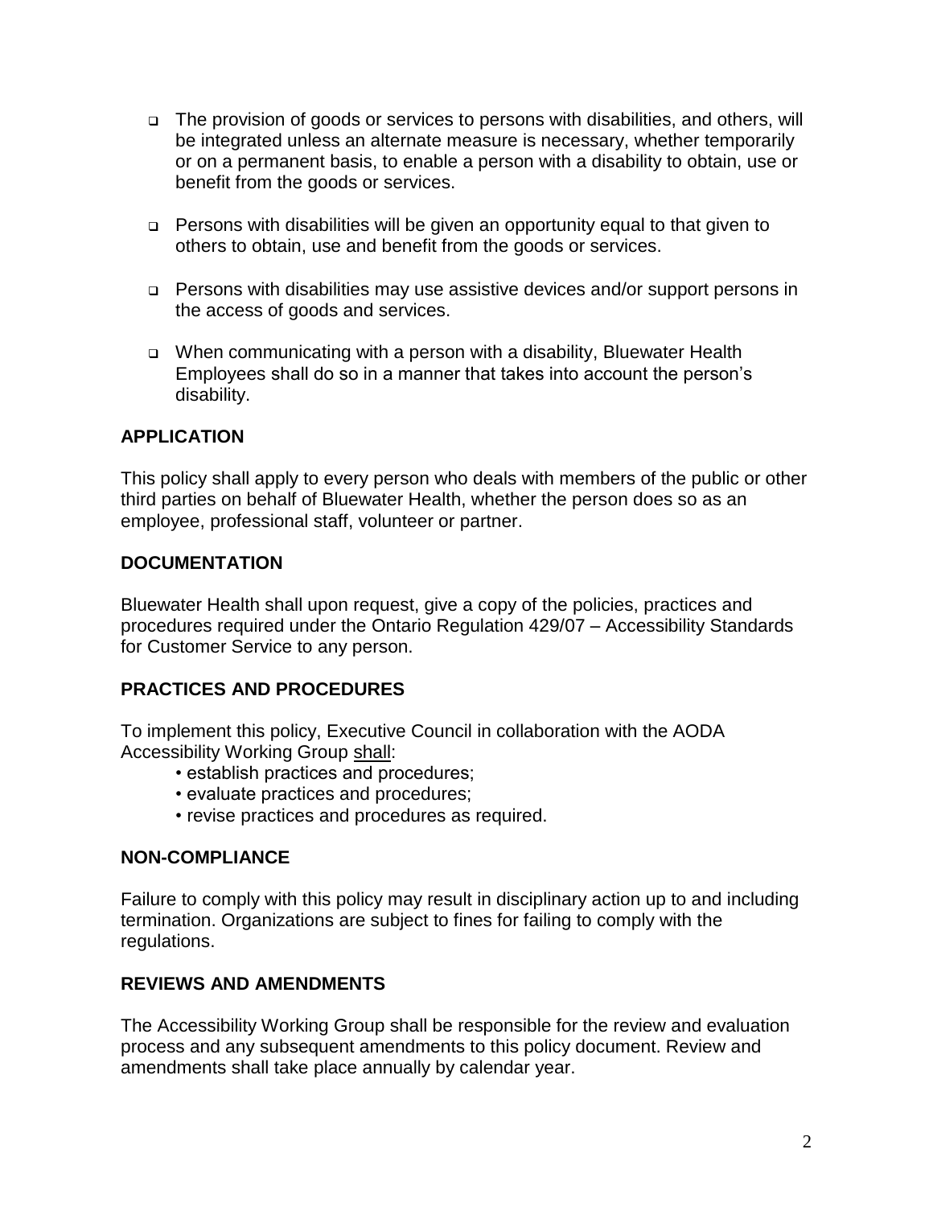- The provision of goods or services to persons with disabilities, and others, will be integrated unless an alternate measure is necessary, whether temporarily or on a permanent basis, to enable a person with a disability to obtain, use or benefit from the goods or services.

- Persons with disabilities will be given an opportunity equal to that given to others to obtain, use and benefit from the goods or services.

- Persons with disabilities may use assistive devices and/or support persons in the access of goods and services.

- When communicating with a person with a disability, Bluewater Health Employees shall do so in a manner that takes into account the person's disability.

## APPLICATION

This policy shall apply to every person who deals with members of the public or other third parties on behalf of Bluewater Health, whether the person does so as an employee, professional staff, volunteer or partner.

## DOCUMENTATION

Bluewater Health shall upon request, give a copy of the policies, practices and procedures required under the Ontario Regulation 429/07 – Accessibility Standards for Customer Service to any person.

## PRACTICES AND PROCEDURES

To implement this policy, Executive Council in collaboration with the AODA Accessibility Working Group shall:

- establish practices and procedures;
- evaluate practices and procedures;
- revise practices and procedures as required.

## NON-COMPLIANCE

Failure to comply with this policy may result in disciplinary action up to and including termination. Organizations are subject to fines for failing to comply with the regulations.

## REVIEWS AND AMENDMENTS

The Accessibility Working Group shall be responsible for the review and evaluation process and any subsequent amendments to this policy document. Review and amendments shall take place annually by calendar year.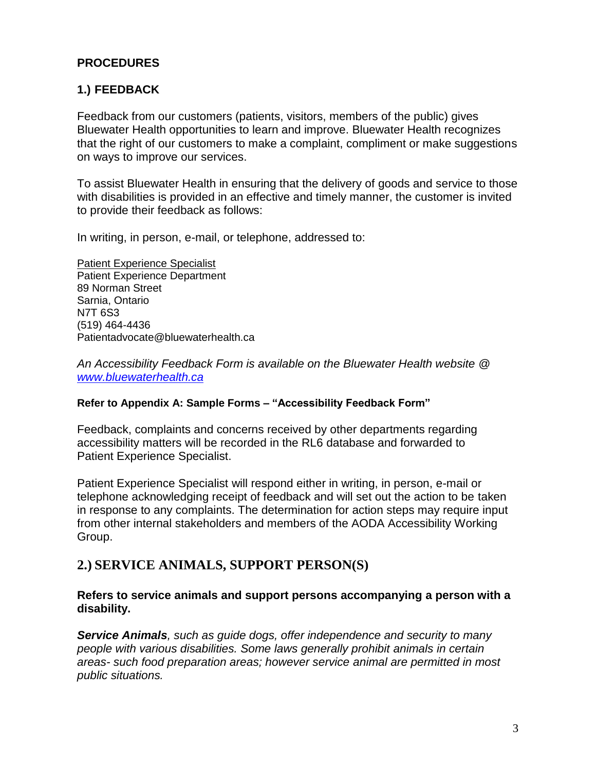## PROCEDURES

### 1.) FEEDBACK

Feedback from our customers (patients, visitors, members of the public) gives Bluewater Health opportunities to learn and improve. Bluewater Health recognizes that the right of our customers to make a complaint, compliment or make suggestions on ways to improve our services.

To assist Bluewater Health in ensuring that the delivery of goods and service to those with disabilities is provided in an effective and timely manner, the customer is invited to provide their feedback as follows:

In writing, in person, e-mail, or telephone, addressed to:

Patient Experience Specialist
Patient Experience Department
89 Norman Street
Sarnia, Ontario
N7T 6S3
(519) 464-4436
Patientadvocate@bluewaterhealth.ca

*An Accessibility Feedback Form is available on the Bluewater Health website @ www.bluewaterhealth.ca*

**Refer to Appendix A: Sample Forms – "Accessibility Feedback Form"**

Feedback, complaints and concerns received by other departments regarding accessibility matters will be recorded in the RL6 database and forwarded to Patient Experience Specialist.

Patient Experience Specialist will respond either in writing, in person, e-mail or telephone acknowledging receipt of feedback and will set out the action to be taken in response to any complaints. The determination for action steps may require input from other internal stakeholders and members of the AODA Accessibility Working Group.

### 2.) SERVICE ANIMALS, SUPPORT PERSON(S)

**Refers to service animals and support persons accompanying a person with a disability.**

***Service Animals****, such as guide dogs, offer independence and security to many people with various disabilities. Some laws generally prohibit animals in certain areas- such food preparation areas; however service animal are permitted in most public situations.*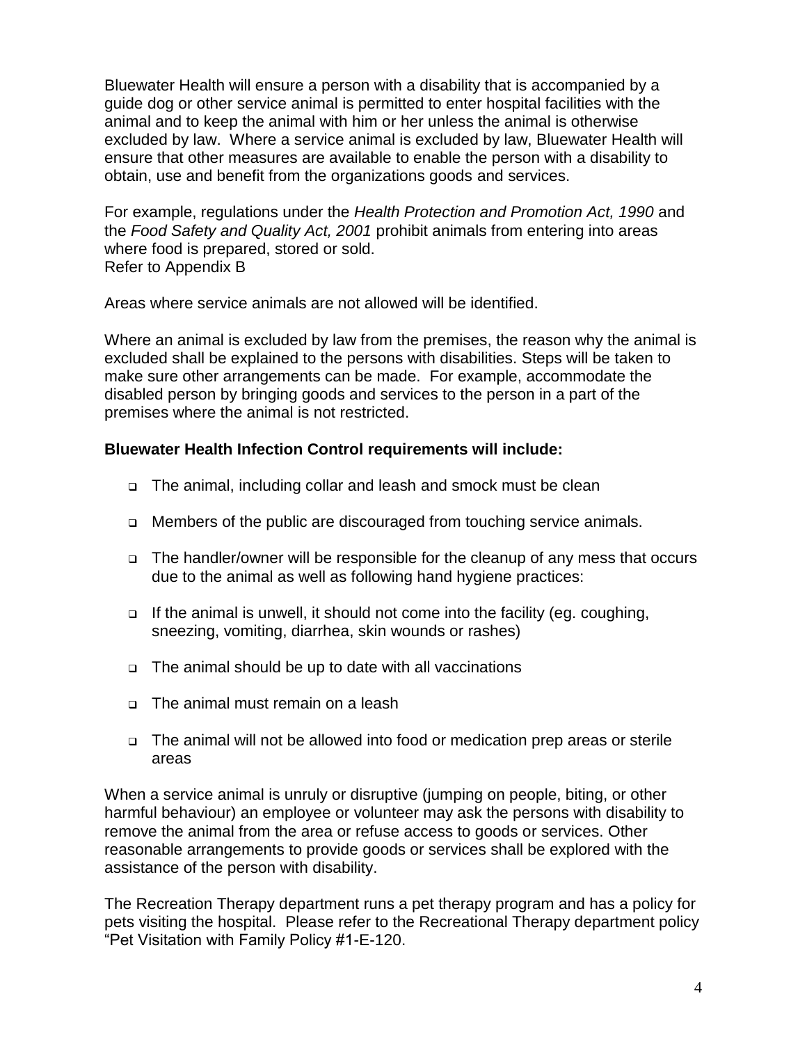Bluewater Health will ensure a person with a disability that is accompanied by a guide dog or other service animal is permitted to enter hospital facilities with the animal and to keep the animal with him or her unless the animal is otherwise excluded by law. Where a service animal is excluded by law, Bluewater Health will ensure that other measures are available to enable the person with a disability to obtain, use and benefit from the organizations goods and services.

For example, regulations under the *Health Protection and Promotion Act, 1990* and the *Food Safety and Quality Act, 2001* prohibit animals from entering into areas where food is prepared, stored or sold.
Refer to Appendix B

Areas where service animals are not allowed will be identified.

Where an animal is excluded by law from the premises, the reason why the animal is excluded shall be explained to the persons with disabilities. Steps will be taken to make sure other arrangements can be made. For example, accommodate the disabled person by bringing goods and services to the person in a part of the premises where the animal is not restricted.

**Bluewater Health Infection Control requirements will include:**

- The animal, including collar and leash and smock must be clean
- Members of the public are discouraged from touching service animals.
- The handler/owner will be responsible for the cleanup of any mess that occurs due to the animal as well as following hand hygiene practices:
- If the animal is unwell, it should not come into the facility (eg. coughing, sneezing, vomiting, diarrhea, skin wounds or rashes)
- The animal should be up to date with all vaccinations
- The animal must remain on a leash
- The animal will not be allowed into food or medication prep areas or sterile areas

When a service animal is unruly or disruptive (jumping on people, biting, or other harmful behaviour) an employee or volunteer may ask the persons with disability to remove the animal from the area or refuse access to goods or services. Other reasonable arrangements to provide goods or services shall be explored with the assistance of the person with disability.

The Recreation Therapy department runs a pet therapy program and has a policy for pets visiting the hospital. Please refer to the Recreational Therapy department policy "Pet Visitation with Family Policy #1-E-120.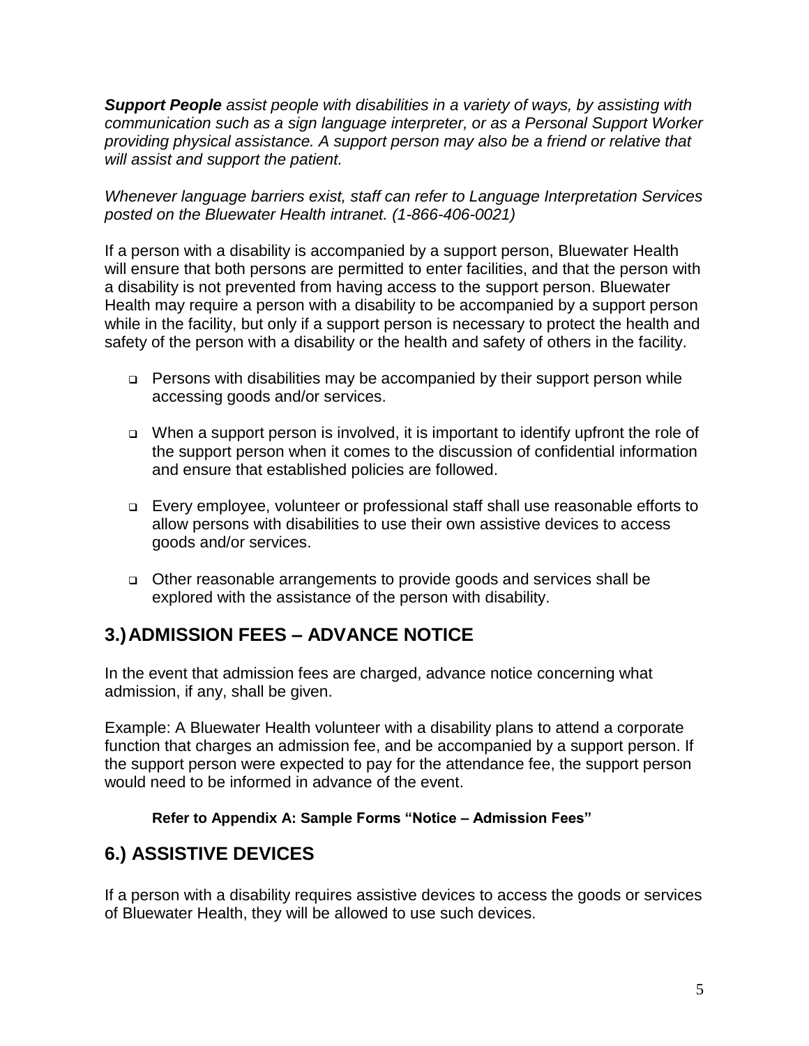***Support People*** *assist people with disabilities in a variety of ways, by assisting with communication such as a sign language interpreter, or as a Personal Support Worker providing physical assistance. A support person may also be a friend or relative that will assist and support the patient.*

*Whenever language barriers exist, staff can refer to Language Interpretation Services posted on the Bluewater Health intranet. (1-866-406-0021)*

If a person with a disability is accompanied by a support person, Bluewater Health will ensure that both persons are permitted to enter facilities, and that the person with a disability is not prevented from having access to the support person. Bluewater Health may require a person with a disability to be accompanied by a support person while in the facility, but only if a support person is necessary to protect the health and safety of the person with a disability or the health and safety of others in the facility.

- Persons with disabilities may be accompanied by their support person while accessing goods and/or services.
- When a support person is involved, it is important to identify upfront the role of the support person when it comes to the discussion of confidential information and ensure that established policies are followed.
- Every employee, volunteer or professional staff shall use reasonable efforts to allow persons with disabilities to use their own assistive devices to access goods and/or services.
- Other reasonable arrangements to provide goods and services shall be explored with the assistance of the person with disability.

## 3.) ADMISSION FEES – ADVANCE NOTICE

In the event that admission fees are charged, advance notice concerning what admission, if any, shall be given.

Example: A Bluewater Health volunteer with a disability plans to attend a corporate function that charges an admission fee, and be accompanied by a support person. If the support person were expected to pay for the attendance fee, the support person would need to be informed in advance of the event.

**Refer to Appendix A: Sample Forms "Notice – Admission Fees"**

## 6.) ASSISTIVE DEVICES

If a person with a disability requires assistive devices to access the goods or services of Bluewater Health, they will be allowed to use such devices.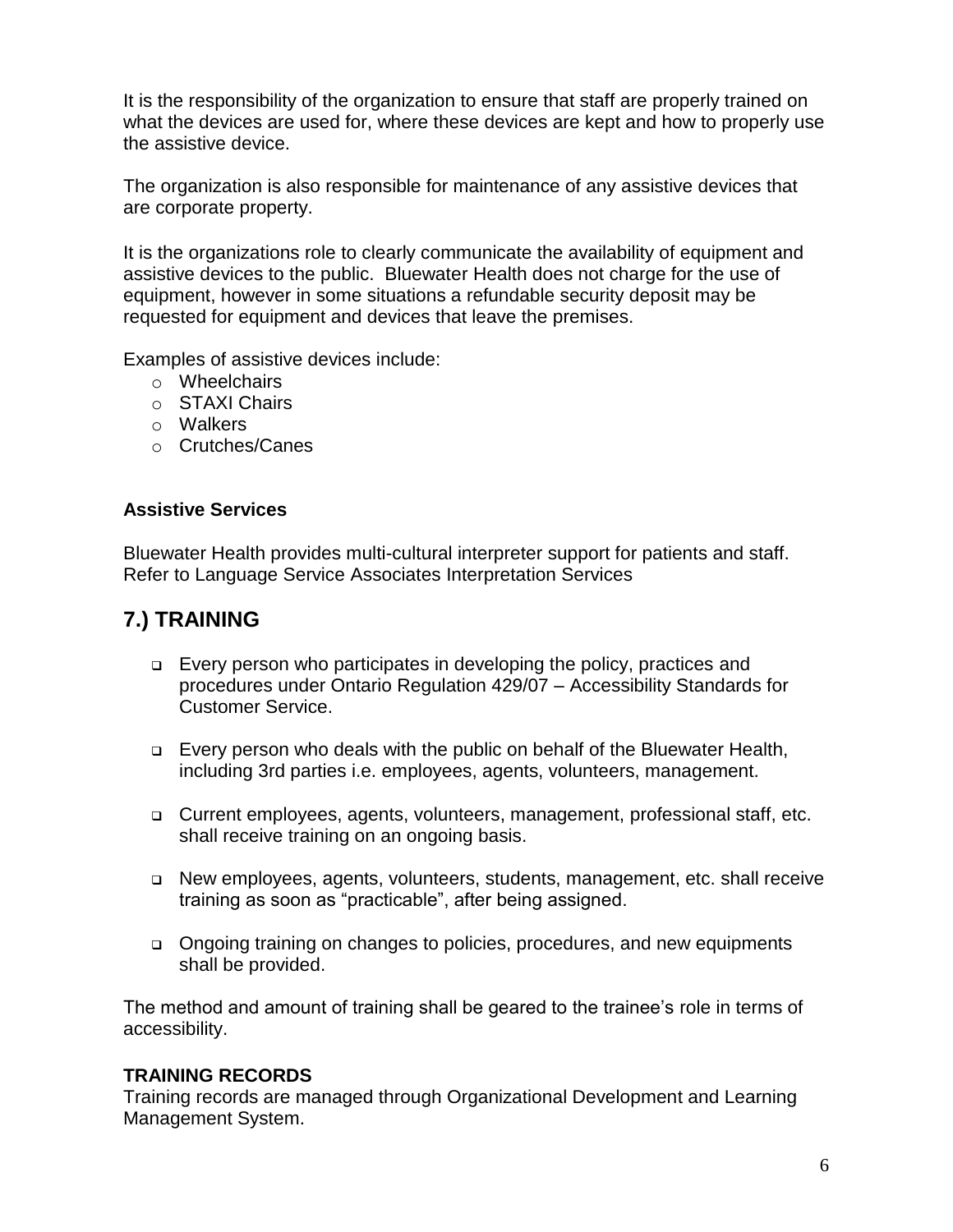It is the responsibility of the organization to ensure that staff are properly trained on what the devices are used for, where these devices are kept and how to properly use the assistive device.

The organization is also responsible for maintenance of any assistive devices that are corporate property.

It is the organizations role to clearly communicate the availability of equipment and assistive devices to the public. Bluewater Health does not charge for the use of equipment, however in some situations a refundable security deposit may be requested for equipment and devices that leave the premises.

Examples of assistive devices include:

- Wheelchairs
- STAXI Chairs
- Walkers
- Crutches/Canes

**Assistive Services**

Bluewater Health provides multi-cultural interpreter support for patients and staff. Refer to Language Service Associates Interpretation Services

## 7.) TRAINING

- Every person who participates in developing the policy, practices and procedures under Ontario Regulation 429/07 – Accessibility Standards for Customer Service.
- Every person who deals with the public on behalf of the Bluewater Health, including 3rd parties i.e. employees, agents, volunteers, management.
- Current employees, agents, volunteers, management, professional staff, etc. shall receive training on an ongoing basis.
- New employees, agents, volunteers, students, management, etc. shall receive training as soon as "practicable", after being assigned.
- Ongoing training on changes to policies, procedures, and new equipments shall be provided.

The method and amount of training shall be geared to the trainee's role in terms of accessibility.

**TRAINING RECORDS**

Training records are managed through Organizational Development and Learning Management System.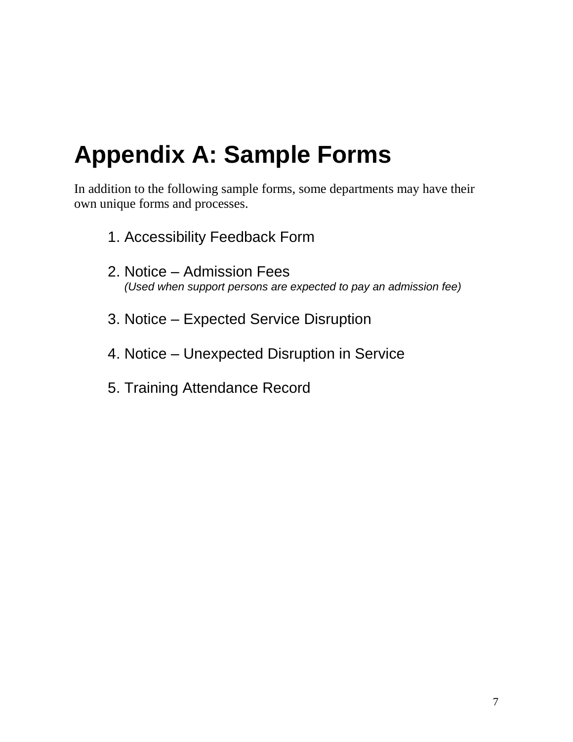# Appendix A: Sample Forms

In addition to the following sample forms, some departments may have their own unique forms and processes.

1. Accessibility Feedback Form

2. Notice – Admission Fees
   *(Used when support persons are expected to pay an admission fee)*

3. Notice – Expected Service Disruption

4. Notice – Unexpected Disruption in Service

5. Training Attendance Record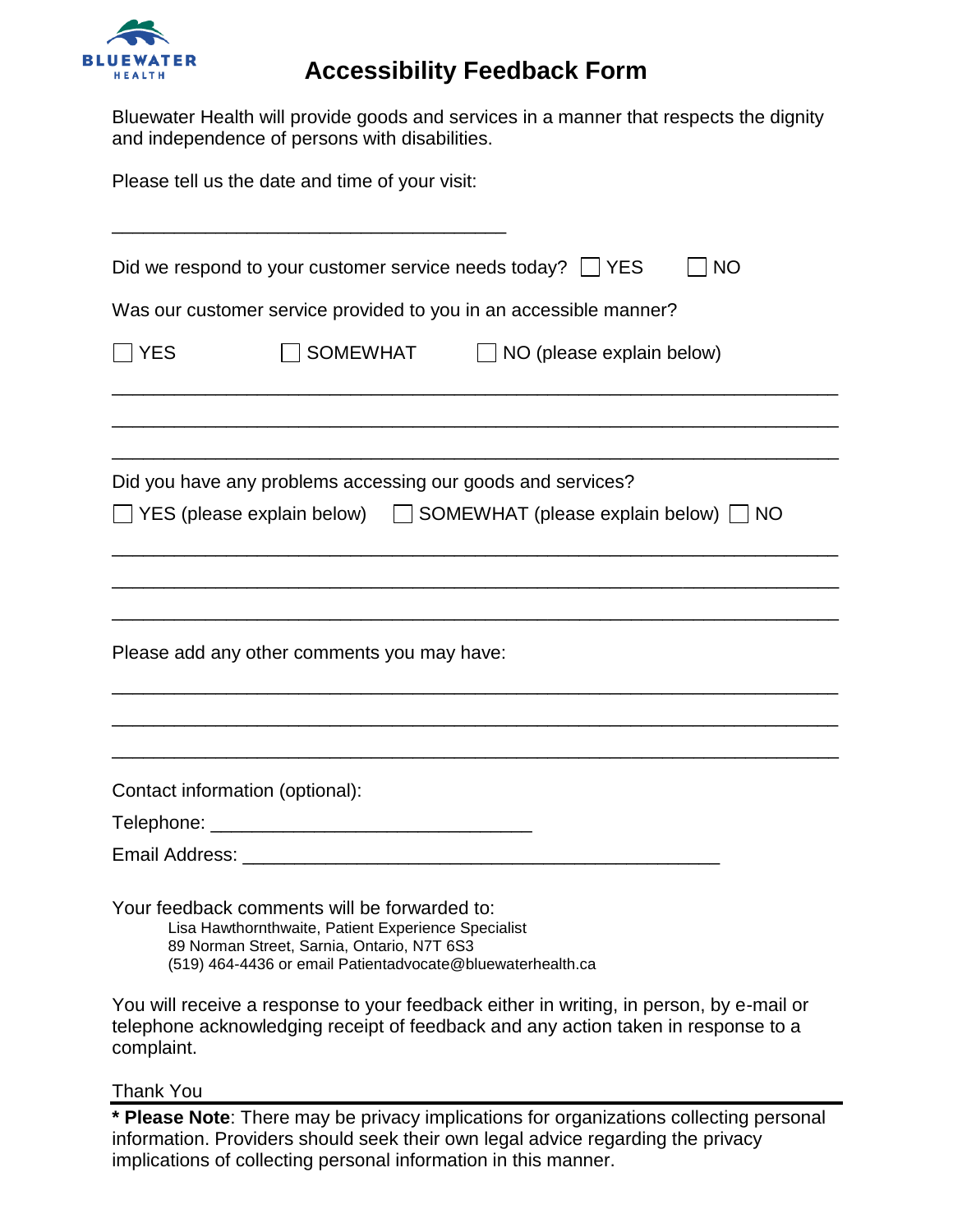BLUEWATER HEALTH

# Accessibility Feedback Form

Bluewater Health will provide goods and services in a manner that respects the dignity and independence of persons with disabilities.

Please tell us the date and time of your visit:

_______________________________________

Did we respond to your customer service needs today? ☐ YES ☐ NO

Was our customer service provided to you in an accessible manner?

☐ YES ☐ SOMEWHAT ☐ NO (please explain below)

_______________________________________________________________________

_______________________________________________________________________

_______________________________________________________________________

Did you have any problems accessing our goods and services?

☐ YES (please explain below) ☐ SOMEWHAT (please explain below) ☐ NO

_______________________________________________________________________

_______________________________________________________________________

_______________________________________________________________________

Please add any other comments you may have:

_______________________________________________________________________

_______________________________________________________________________

_______________________________________________________________________

Contact information (optional):

Telephone: ______________________________

Email Address: ______________________________________________

Your feedback comments will be forwarded to:

> Lisa Hawthornthwaite, Patient Experience Specialist
> 89 Norman Street, Sarnia, Ontario, N7T 6S3
> (519) 464-4436 or email Patientadvocate@bluewaterhealth.ca

You will receive a response to your feedback either in writing, in person, by e-mail or telephone acknowledging receipt of feedback and any action taken in response to a complaint.

Thank You

---

**\* Please Note**: There may be privacy implications for organizations collecting personal information. Providers should seek their own legal advice regarding the privacy implications of collecting personal information in this manner.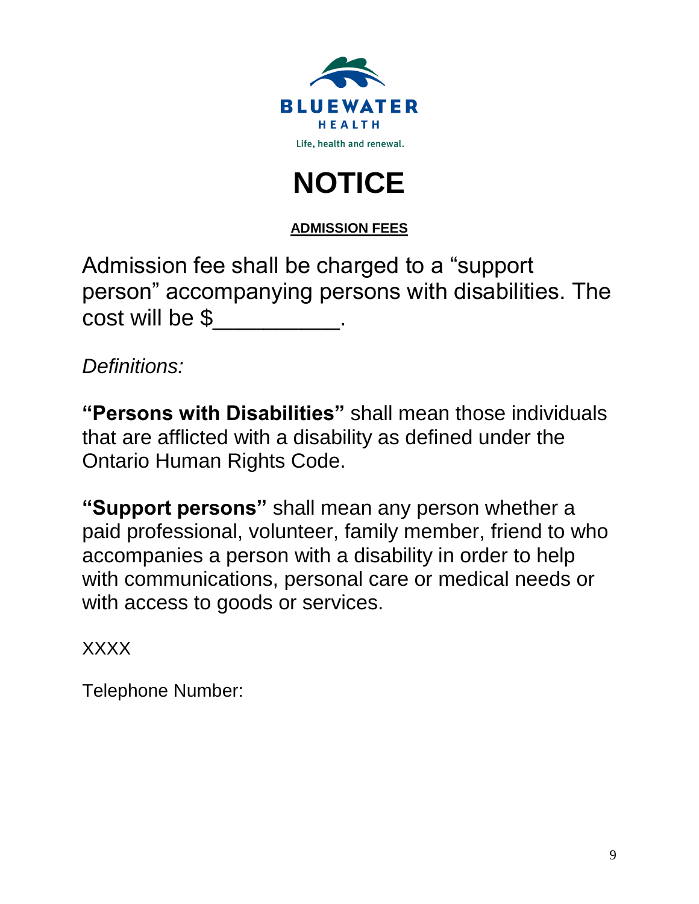BLUEWATER

HEALTH

Life, health and renewal.

# NOTICE

**ADMISSION FEES**

Admission fee shall be charged to a "support person" accompanying persons with disabilities. The cost will be $__________.

*Definitions:*

**"Persons with Disabilities"** shall mean those individuals that are afflicted with a disability as defined under the Ontario Human Rights Code.

**"Support persons"** shall mean any person whether a paid professional, volunteer, family member, friend to who accompanies a person with a disability in order to help with communications, personal care or medical needs or with access to goods or services.

XXXX

Telephone Number: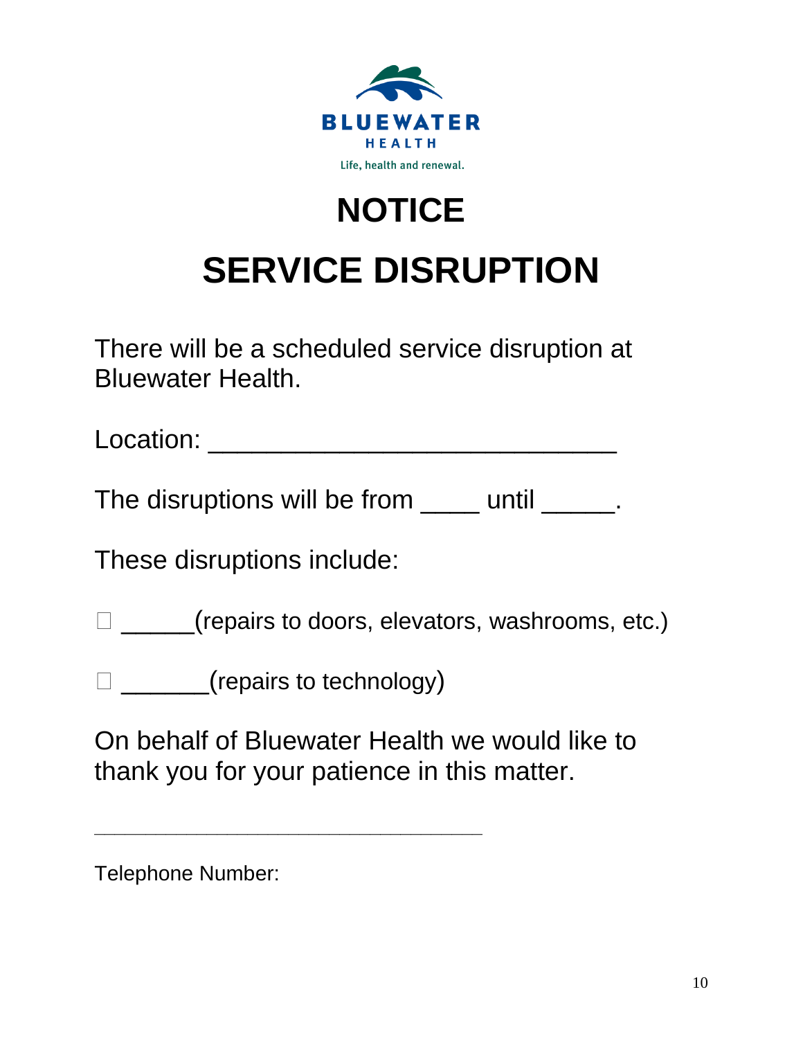BLUEWATER HEALTH

Life, health and renewal.

# NOTICE

# SERVICE DISRUPTION

There will be a scheduled service disruption at Bluewater Health.

Location: ____________________________

The disruptions will be from ____ until _____.

These disruptions include:

☐ _____(repairs to doors, elevators, washrooms, etc.)

☐ ______(repairs to technology)

On behalf of Bluewater Health we would like to thank you for your patience in this matter.

___________________________________

Telephone Number: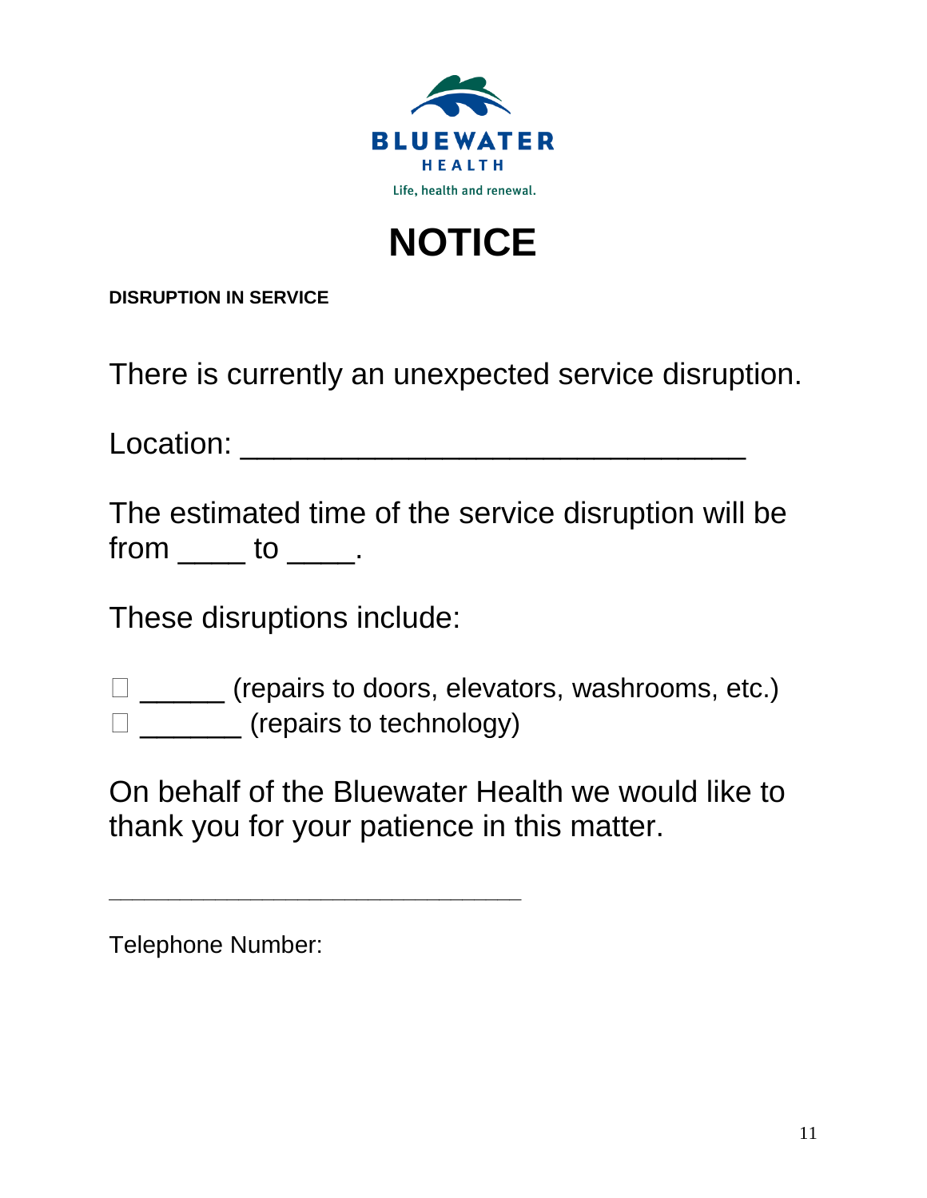BLUEWATER

HEALTH

Life, health and renewal.

# NOTICE

**DISRUPTION IN SERVICE**

There is currently an unexpected service disruption.

Location: ______________________________

The estimated time of the service disruption will be from ____ to ____.

These disruptions include:

- ☐ ______ (repairs to doors, elevators, washrooms, etc.)
- ☐ _______ (repairs to technology)

On behalf of the Bluewater Health we would like to thank you for your patience in this matter.

_________________________________

Telephone Number: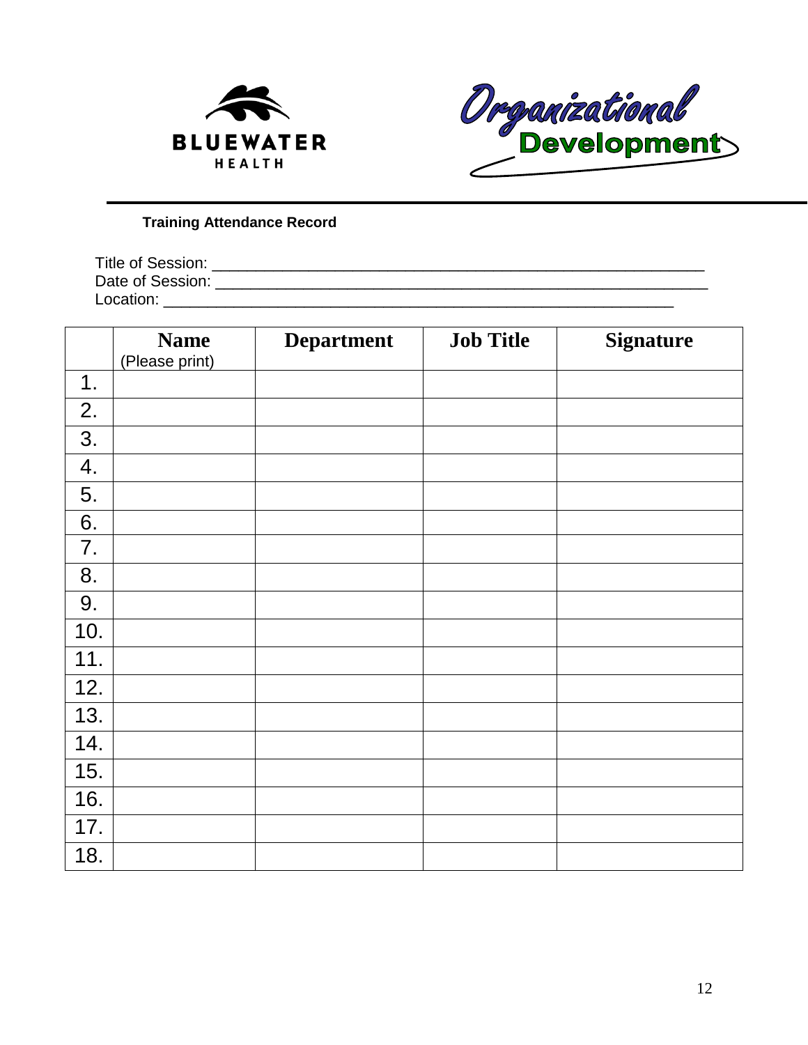BLUEWATER HEALTH

Organizational Development

**Training Attendance Record**

Title of Session: ___________________________________________________________

Date of Session: ___________________________________________________________

Location: ______________________________________________________________

| | **Name** (Please print) | **Department** | **Job Title** | **Signature** |
|---|---|---|---|---|
| 1. | | | | |
| 2. | | | | |
| 3. | | | | |
| 4. | | | | |
| 5. | | | | |
| 6. | | | | |
| 7. | | | | |
| 8. | | | | |
| 9. | | | | |
| 10. | | | | |
| 11. | | | | |
| 12. | | | | |
| 13. | | | | |
| 14. | | | | |
| 15. | | | | |
| 16. | | | | |
| 17. | | | | |
| 18. | | | | |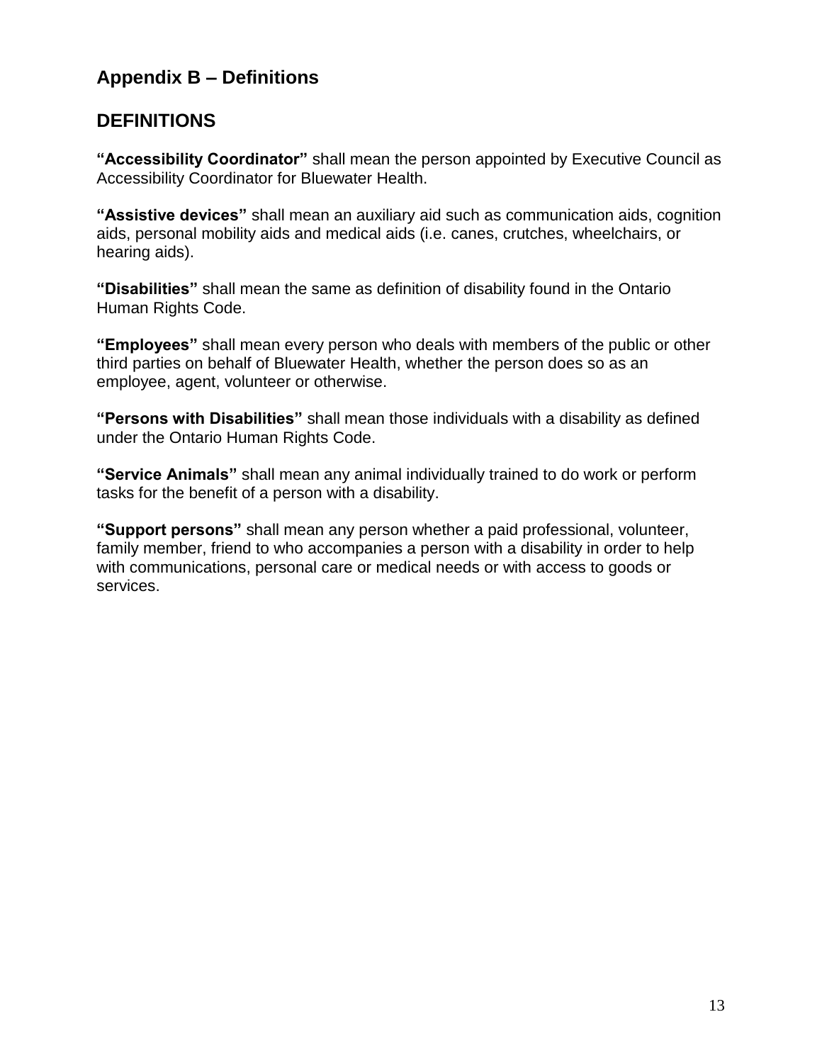## Appendix B – Definitions

## DEFINITIONS

**“Accessibility Coordinator”** shall mean the person appointed by Executive Council as Accessibility Coordinator for Bluewater Health.

**“Assistive devices”** shall mean an auxiliary aid such as communication aids, cognition aids, personal mobility aids and medical aids (i.e. canes, crutches, wheelchairs, or hearing aids).

**“Disabilities”** shall mean the same as definition of disability found in the Ontario Human Rights Code.

**“Employees”** shall mean every person who deals with members of the public or other third parties on behalf of Bluewater Health, whether the person does so as an employee, agent, volunteer or otherwise.

**“Persons with Disabilities”** shall mean those individuals with a disability as defined under the Ontario Human Rights Code.

**“Service Animals”** shall mean any animal individually trained to do work or perform tasks for the benefit of a person with a disability.

**“Support persons”** shall mean any person whether a paid professional, volunteer, family member, friend to who accompanies a person with a disability in order to help with communications, personal care or medical needs or with access to goods or services.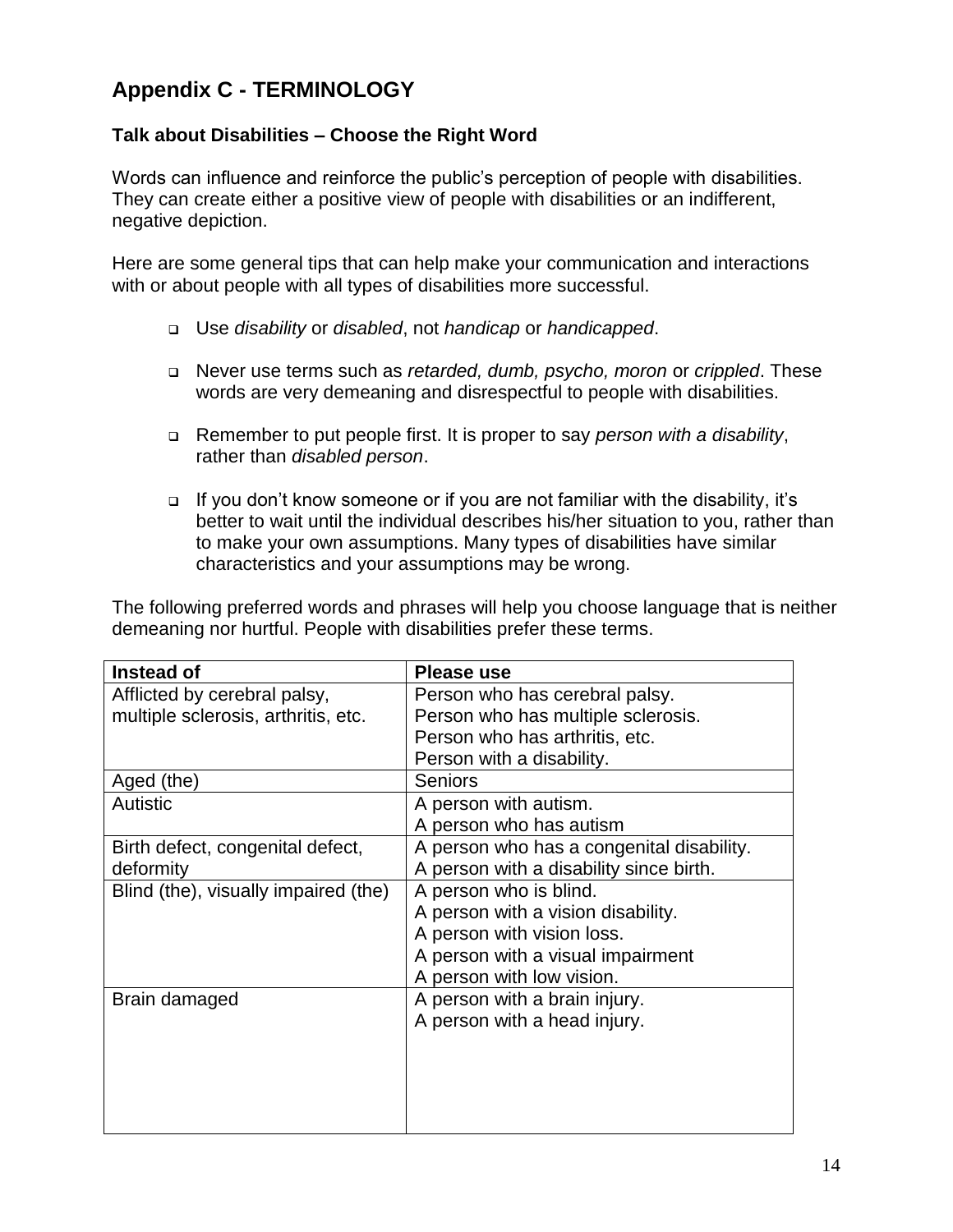## Appendix C - TERMINOLOGY

### Talk about Disabilities – Choose the Right Word

Words can influence and reinforce the public's perception of people with disabilities. They can create either a positive view of people with disabilities or an indifferent, negative depiction.

Here are some general tips that can help make your communication and interactions with or about people with all types of disabilities more successful.

- Use *disability* or *disabled*, not *handicap* or *handicapped*.
- Never use terms such as *retarded, dumb, psycho, moron* or *crippled*. These words are very demeaning and disrespectful to people with disabilities.
- Remember to put people first. It is proper to say *person with a disability*, rather than *disabled person*.
- If you don't know someone or if you are not familiar with the disability, it's better to wait until the individual describes his/her situation to you, rather than to make your own assumptions. Many types of disabilities have similar characteristics and your assumptions may be wrong.

The following preferred words and phrases will help you choose language that is neither demeaning nor hurtful. People with disabilities prefer these terms.

| Instead of | Please use |
|---|---|
| Afflicted by cerebral palsy, multiple sclerosis, arthritis, etc. | Person who has cerebral palsy.<br>Person who has multiple sclerosis.<br>Person who has arthritis, etc.<br>Person with a disability. |
| Aged (the) | Seniors |
| Autistic | A person with autism.<br>A person who has autism |
| Birth defect, congenital defect, deformity | A person who has a congenital disability.<br>A person with a disability since birth. |
| Blind (the), visually impaired (the) | A person who is blind.<br>A person with a vision disability.<br>A person with vision loss.<br>A person with a visual impairment<br>A person with low vision. |
| Brain damaged | A person with a brain injury.<br>A person with a head injury. |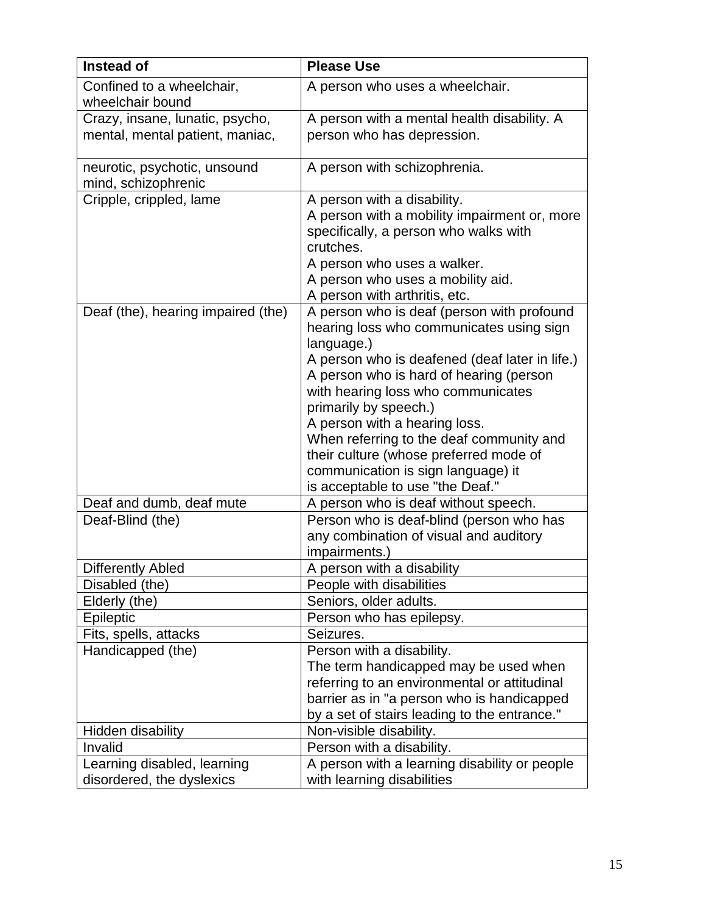| Instead of | Please Use |
| --- | --- |
| Confined to a wheelchair, wheelchair bound | A person who uses a wheelchair. |
| Crazy, insane, lunatic, psycho, mental, mental patient, maniac, | A person with a mental health disability. A person who has depression. |
| neurotic, psychotic, unsound mind, schizophrenic | A person with schizophrenia. |
| Cripple, crippled, lame | A person with a disability.<br>A person with a mobility impairment or, more specifically, a person who walks with crutches.<br>A person who uses a walker.<br>A person who uses a mobility aid.<br>A person with arthritis, etc. |
| Deaf (the), hearing impaired (the) | A person who is deaf (person with profound hearing loss who communicates using sign language.)<br>A person who is deafened (deaf later in life.)<br>A person who is hard of hearing (person with hearing loss who communicates primarily by speech.)<br>A person with a hearing loss.<br>When referring to the deaf community and their culture (whose preferred mode of communication is sign language) it is acceptable to use "the Deaf." |
| Deaf and dumb, deaf mute | A person who is deaf without speech. |
| Deaf-Blind (the) | Person who is deaf-blind (person who has any combination of visual and auditory impairments.) |
| Differently Abled | A person with a disability |
| Disabled (the) | People with disabilities |
| Elderly (the) | Seniors, older adults. |
| Epileptic | Person who has epilepsy. |
| Fits, spells, attacks | Seizures. |
| Handicapped (the) | Person with a disability.<br>The term handicapped may be used when referring to an environmental or attitudinal barrier as in "a person who is handicapped by a set of stairs leading to the entrance." |
| Hidden disability | Non-visible disability. |
| Invalid | Person with a disability. |
| Learning disabled, learning disordered, the dyslexics | A person with a learning disability or people with learning disabilities |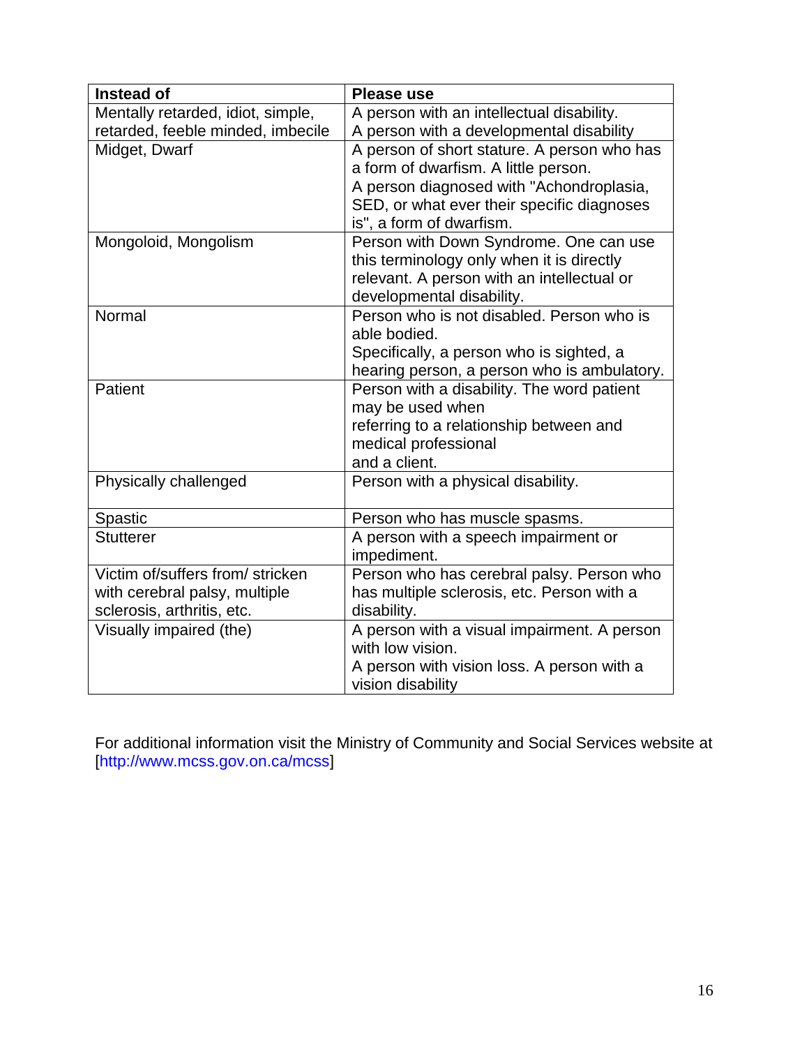| Instead of | Please use |
| --- | --- |
| Mentally retarded, idiot, simple, retarded, feeble minded, imbecile | A person with an intellectual disability. A person with a developmental disability |
| Midget, Dwarf | A person of short stature. A person who has a form of dwarfism. A little person. A person diagnosed with "Achondroplasia, SED, or what ever their specific diagnoses is", a form of dwarfism. |
| Mongoloid, Mongolism | Person with Down Syndrome. One can use this terminology only when it is directly relevant. A person with an intellectual or developmental disability. |
| Normal | Person who is not disabled. Person who is able bodied. Specifically, a person who is sighted, a hearing person, a person who is ambulatory. |
| Patient | Person with a disability. The word patient may be used when referring to a relationship between and medical professional and a client. |
| Physically challenged | Person with a physical disability. |
| Spastic | Person who has muscle spasms. |
| Stutterer | A person with a speech impairment or impediment. |
| Victim of/suffers from/ stricken with cerebral palsy, multiple sclerosis, arthritis, etc. | Person who has cerebral palsy. Person who has multiple sclerosis, etc. Person with a disability. |
| Visually impaired (the) | A person with a visual impairment. A person with low vision. A person with vision loss. A person with a vision disability |

For additional information visit the Ministry of Community and Social Services website at [http://www.mcss.gov.on.ca/mcss]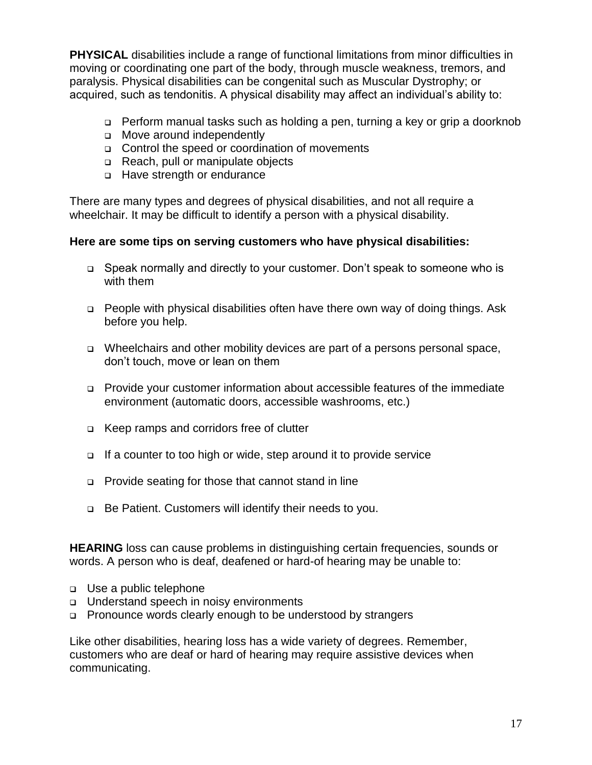**PHYSICAL** disabilities include a range of functional limitations from minor difficulties in moving or coordinating one part of the body, through muscle weakness, tremors, and paralysis. Physical disabilities can be congenital such as Muscular Dystrophy; or acquired, such as tendonitis. A physical disability may affect an individual's ability to:

- Perform manual tasks such as holding a pen, turning a key or grip a doorknob
- Move around independently
- Control the speed or coordination of movements
- Reach, pull or manipulate objects
- Have strength or endurance

There are many types and degrees of physical disabilities, and not all require a wheelchair. It may be difficult to identify a person with a physical disability.

**Here are some tips on serving customers who have physical disabilities:**

- Speak normally and directly to your customer. Don't speak to someone who is with them
- People with physical disabilities often have there own way of doing things. Ask before you help.
- Wheelchairs and other mobility devices are part of a persons personal space, don't touch, move or lean on them
- Provide your customer information about accessible features of the immediate environment (automatic doors, accessible washrooms, etc.)
- Keep ramps and corridors free of clutter
- If a counter to too high or wide, step around it to provide service
- Provide seating for those that cannot stand in line
- Be Patient. Customers will identify their needs to you.

**HEARING** loss can cause problems in distinguishing certain frequencies, sounds or words. A person who is deaf, deafened or hard-of hearing may be unable to:

- Use a public telephone
- Understand speech in noisy environments
- Pronounce words clearly enough to be understood by strangers

Like other disabilities, hearing loss has a wide variety of degrees. Remember, customers who are deaf or hard of hearing may require assistive devices when communicating.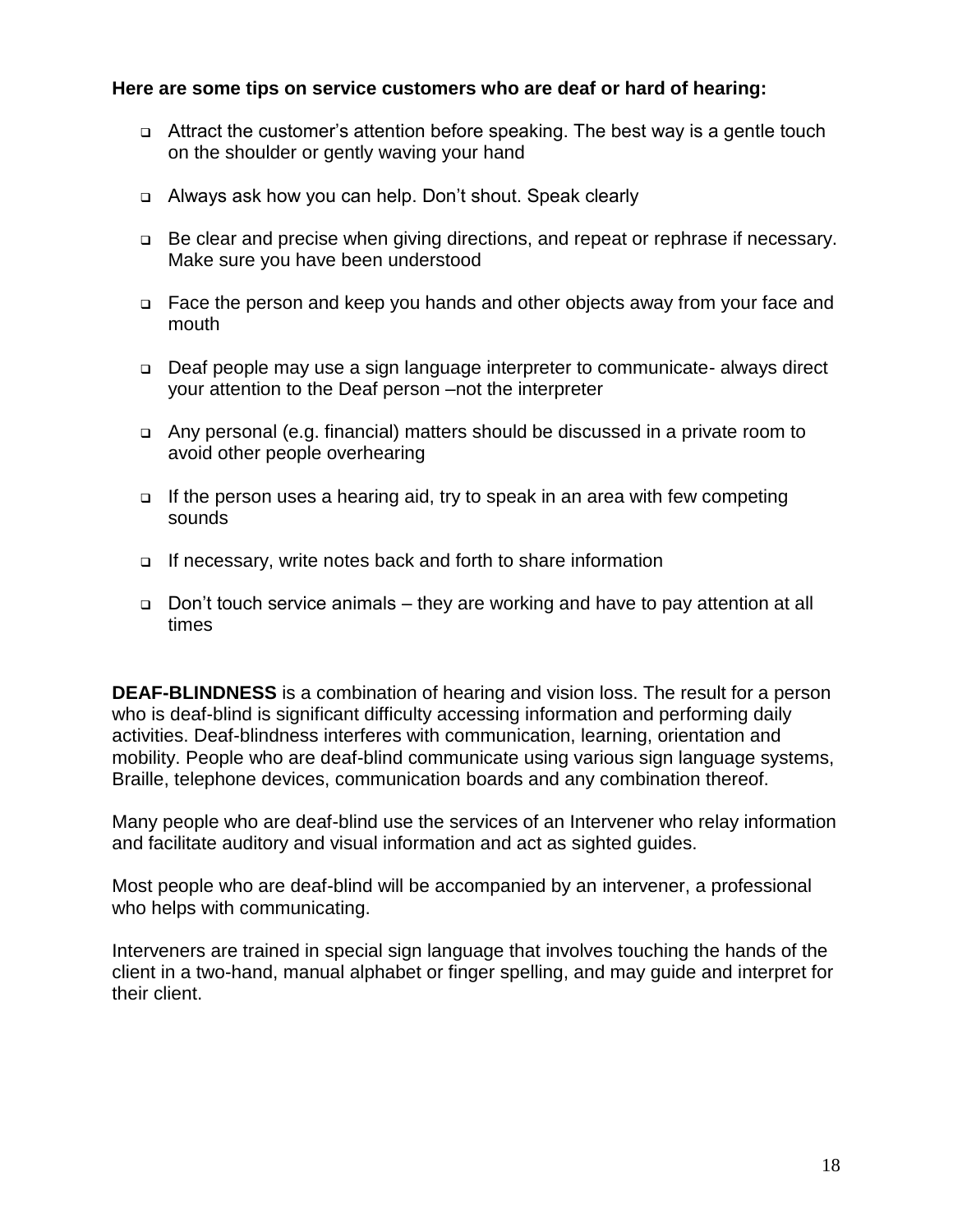**Here are some tips on service customers who are deaf or hard of hearing:**

- Attract the customer's attention before speaking. The best way is a gentle touch on the shoulder or gently waving your hand
- Always ask how you can help. Don't shout. Speak clearly
- Be clear and precise when giving directions, and repeat or rephrase if necessary. Make sure you have been understood
- Face the person and keep you hands and other objects away from your face and mouth
- Deaf people may use a sign language interpreter to communicate- always direct your attention to the Deaf person –not the interpreter
- Any personal (e.g. financial) matters should be discussed in a private room to avoid other people overhearing
- If the person uses a hearing aid, try to speak in an area with few competing sounds
- If necessary, write notes back and forth to share information
- Don't touch service animals – they are working and have to pay attention at all times

**DEAF-BLINDNESS** is a combination of hearing and vision loss. The result for a person who is deaf-blind is significant difficulty accessing information and performing daily activities. Deaf-blindness interferes with communication, learning, orientation and mobility. People who are deaf-blind communicate using various sign language systems, Braille, telephone devices, communication boards and any combination thereof.

Many people who are deaf-blind use the services of an Intervener who relay information and facilitate auditory and visual information and act as sighted guides.

Most people who are deaf-blind will be accompanied by an intervener, a professional who helps with communicating.

Interveners are trained in special sign language that involves touching the hands of the client in a two-hand, manual alphabet or finger spelling, and may guide and interpret for their client.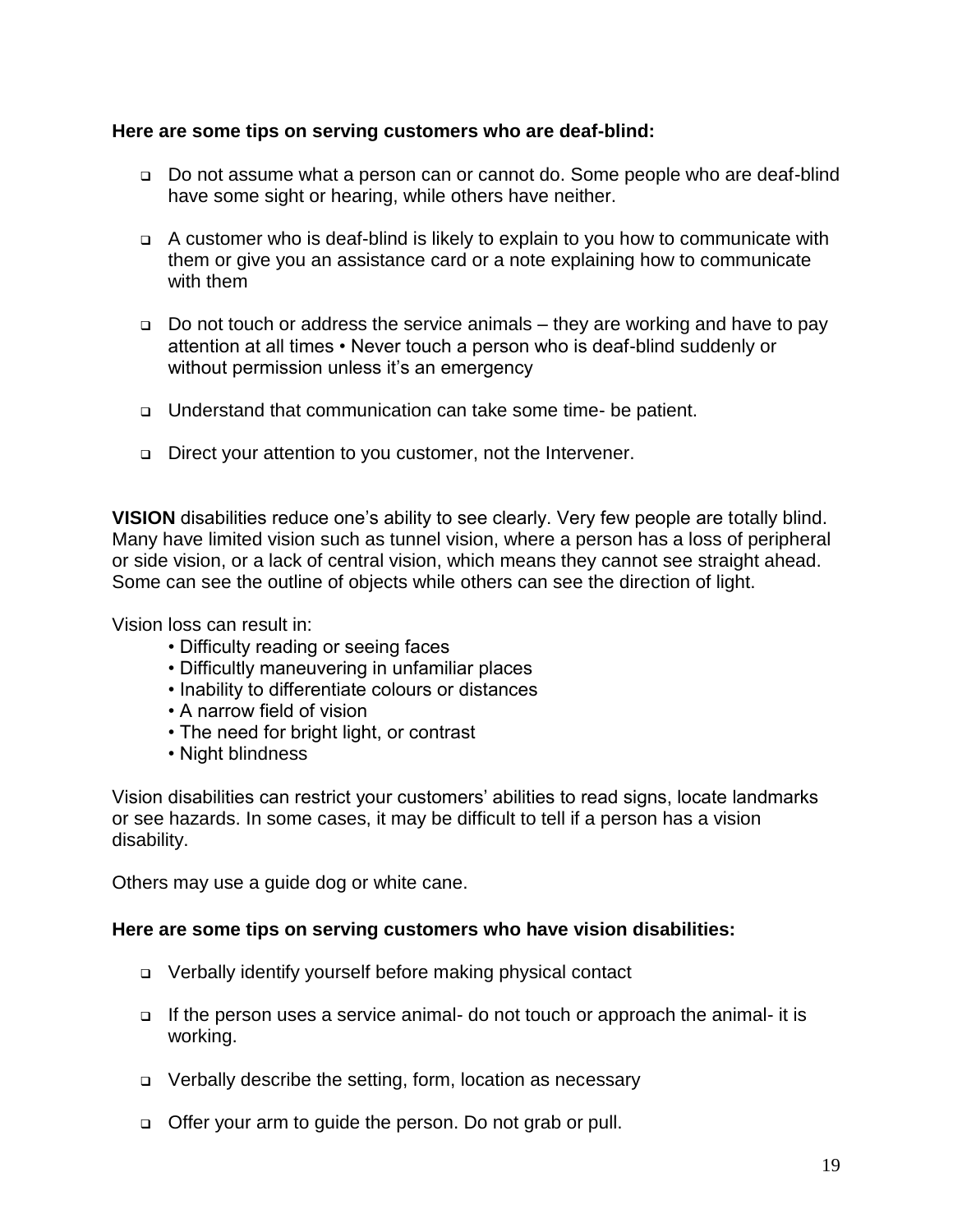**Here are some tips on serving customers who are deaf-blind:**

- Do not assume what a person can or cannot do. Some people who are deaf-blind have some sight or hearing, while others have neither.
- A customer who is deaf-blind is likely to explain to you how to communicate with them or give you an assistance card or a note explaining how to communicate with them
- Do not touch or address the service animals – they are working and have to pay attention at all times • Never touch a person who is deaf-blind suddenly or without permission unless it's an emergency
- Understand that communication can take some time- be patient.
- Direct your attention to you customer, not the Intervener.

**VISION** disabilities reduce one's ability to see clearly. Very few people are totally blind. Many have limited vision such as tunnel vision, where a person has a loss of peripheral or side vision, or a lack of central vision, which means they cannot see straight ahead. Some can see the outline of objects while others can see the direction of light.

Vision loss can result in:

- Difficulty reading or seeing faces
- Difficultly maneuvering in unfamiliar places
- Inability to differentiate colours or distances
- A narrow field of vision
- The need for bright light, or contrast
- Night blindness

Vision disabilities can restrict your customers' abilities to read signs, locate landmarks or see hazards. In some cases, it may be difficult to tell if a person has a vision disability.

Others may use a guide dog or white cane.

**Here are some tips on serving customers who have vision disabilities:**

- Verbally identify yourself before making physical contact
- If the person uses a service animal- do not touch or approach the animal- it is working.
- Verbally describe the setting, form, location as necessary
- Offer your arm to guide the person. Do not grab or pull.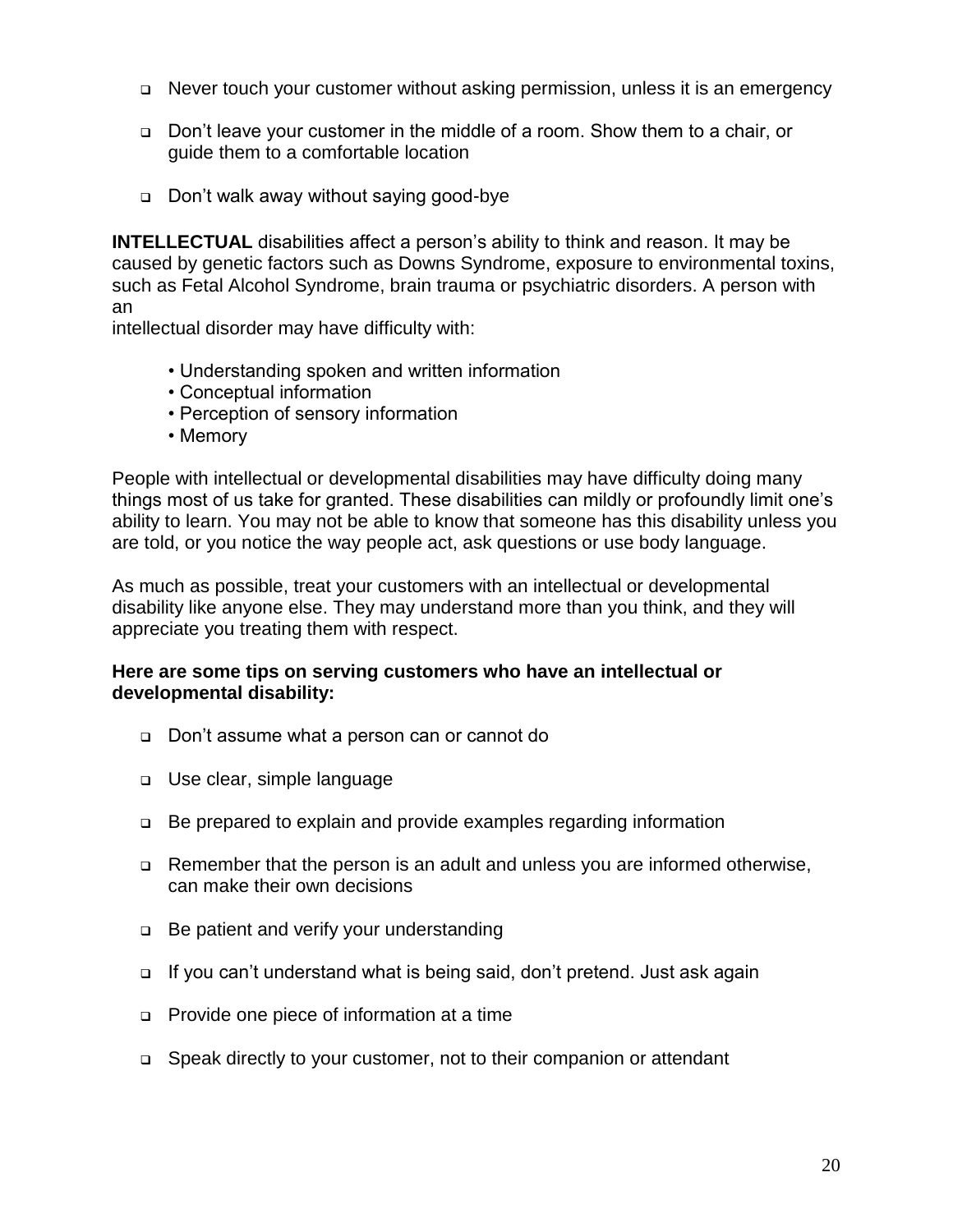- Never touch your customer without asking permission, unless it is an emergency
- Don't leave your customer in the middle of a room. Show them to a chair, or guide them to a comfortable location
- Don't walk away without saying good-bye

**INTELLECTUAL** disabilities affect a person's ability to think and reason. It may be caused by genetic factors such as Downs Syndrome, exposure to environmental toxins, such as Fetal Alcohol Syndrome, brain trauma or psychiatric disorders. A person with an intellectual disorder may have difficulty with:

- Understanding spoken and written information
- Conceptual information
- Perception of sensory information
- Memory

People with intellectual or developmental disabilities may have difficulty doing many things most of us take for granted. These disabilities can mildly or profoundly limit one's ability to learn. You may not be able to know that someone has this disability unless you are told, or you notice the way people act, ask questions or use body language.

As much as possible, treat your customers with an intellectual or developmental disability like anyone else. They may understand more than you think, and they will appreciate you treating them with respect.

**Here are some tips on serving customers who have an intellectual or developmental disability:**

- Don't assume what a person can or cannot do
- Use clear, simple language
- Be prepared to explain and provide examples regarding information
- Remember that the person is an adult and unless you are informed otherwise, can make their own decisions
- Be patient and verify your understanding
- If you can't understand what is being said, don't pretend. Just ask again
- Provide one piece of information at a time
- Speak directly to your customer, not to their companion or attendant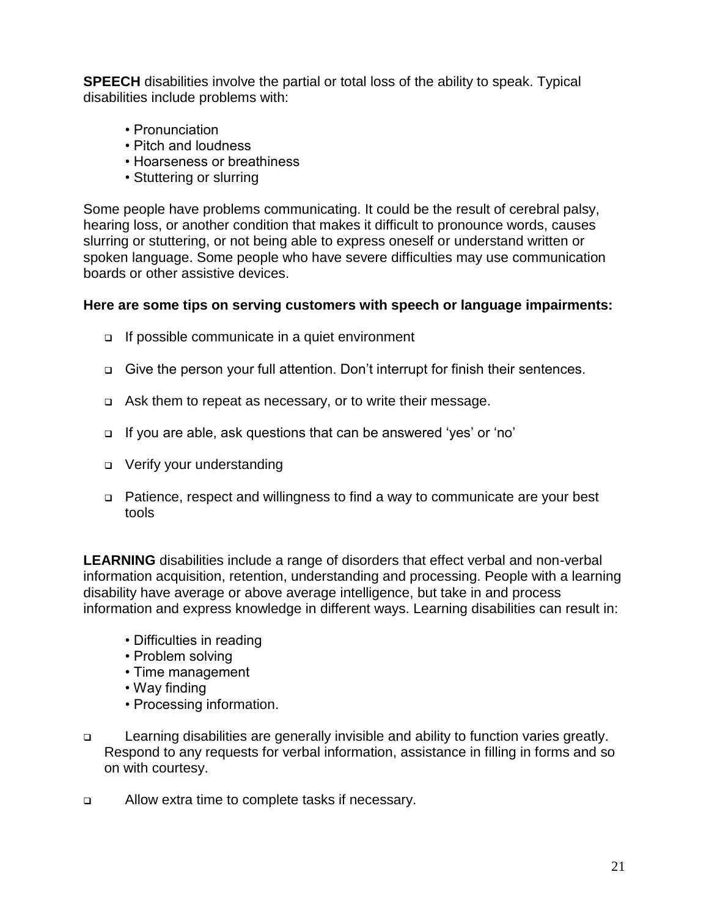**SPEECH** disabilities involve the partial or total loss of the ability to speak. Typical disabilities include problems with:

- Pronunciation
- Pitch and loudness
- Hoarseness or breathiness
- Stuttering or slurring

Some people have problems communicating. It could be the result of cerebral palsy, hearing loss, or another condition that makes it difficult to pronounce words, causes slurring or stuttering, or not being able to express oneself or understand written or spoken language. Some people who have severe difficulties may use communication boards or other assistive devices.

**Here are some tips on serving customers with speech or language impairments:**

- If possible communicate in a quiet environment
- Give the person your full attention. Don't interrupt for finish their sentences.
- Ask them to repeat as necessary, or to write their message.
- If you are able, ask questions that can be answered 'yes' or 'no'
- Verify your understanding
- Patience, respect and willingness to find a way to communicate are your best tools

**LEARNING** disabilities include a range of disorders that effect verbal and non-verbal information acquisition, retention, understanding and processing. People with a learning disability have average or above average intelligence, but take in and process information and express knowledge in different ways. Learning disabilities can result in:

- Difficulties in reading
- Problem solving
- Time management
- Way finding
- Processing information.

- Learning disabilities are generally invisible and ability to function varies greatly. Respond to any requests for verbal information, assistance in filling in forms and so on with courtesy.
- Allow extra time to complete tasks if necessary.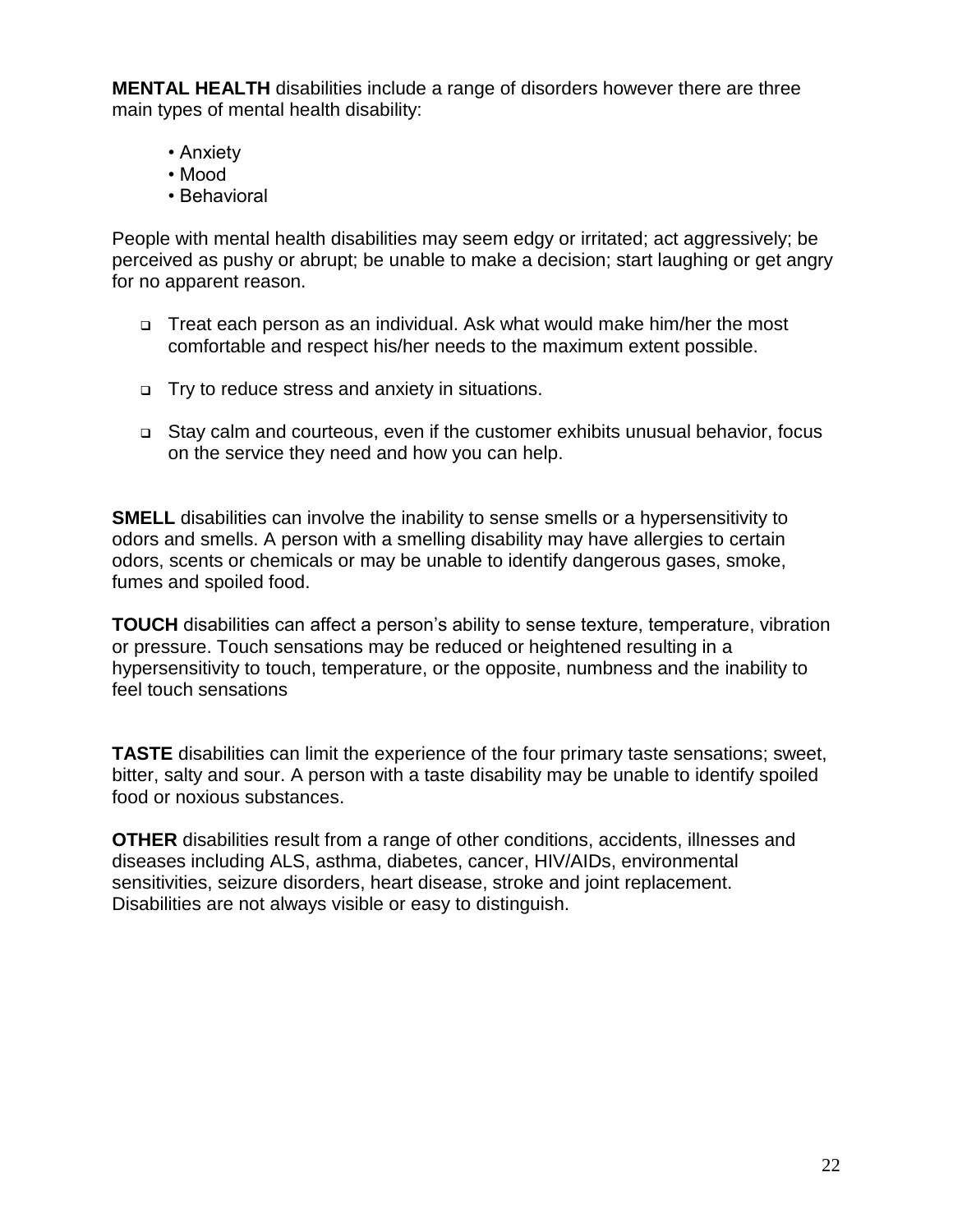**MENTAL HEALTH** disabilities include a range of disorders however there are three main types of mental health disability:

- Anxiety
- Mood
- Behavioral

People with mental health disabilities may seem edgy or irritated; act aggressively; be perceived as pushy or abrupt; be unable to make a decision; start laughing or get angry for no apparent reason.

- Treat each person as an individual. Ask what would make him/her the most comfortable and respect his/her needs to the maximum extent possible.
- Try to reduce stress and anxiety in situations.
- Stay calm and courteous, even if the customer exhibits unusual behavior, focus on the service they need and how you can help.

**SMELL** disabilities can involve the inability to sense smells or a hypersensitivity to odors and smells. A person with a smelling disability may have allergies to certain odors, scents or chemicals or may be unable to identify dangerous gases, smoke, fumes and spoiled food.

**TOUCH** disabilities can affect a person's ability to sense texture, temperature, vibration or pressure. Touch sensations may be reduced or heightened resulting in a hypersensitivity to touch, temperature, or the opposite, numbness and the inability to feel touch sensations

**TASTE** disabilities can limit the experience of the four primary taste sensations; sweet, bitter, salty and sour. A person with a taste disability may be unable to identify spoiled food or noxious substances.

**OTHER** disabilities result from a range of other conditions, accidents, illnesses and diseases including ALS, asthma, diabetes, cancer, HIV/AIDs, environmental sensitivities, seizure disorders, heart disease, stroke and joint replacement. Disabilities are not always visible or easy to distinguish.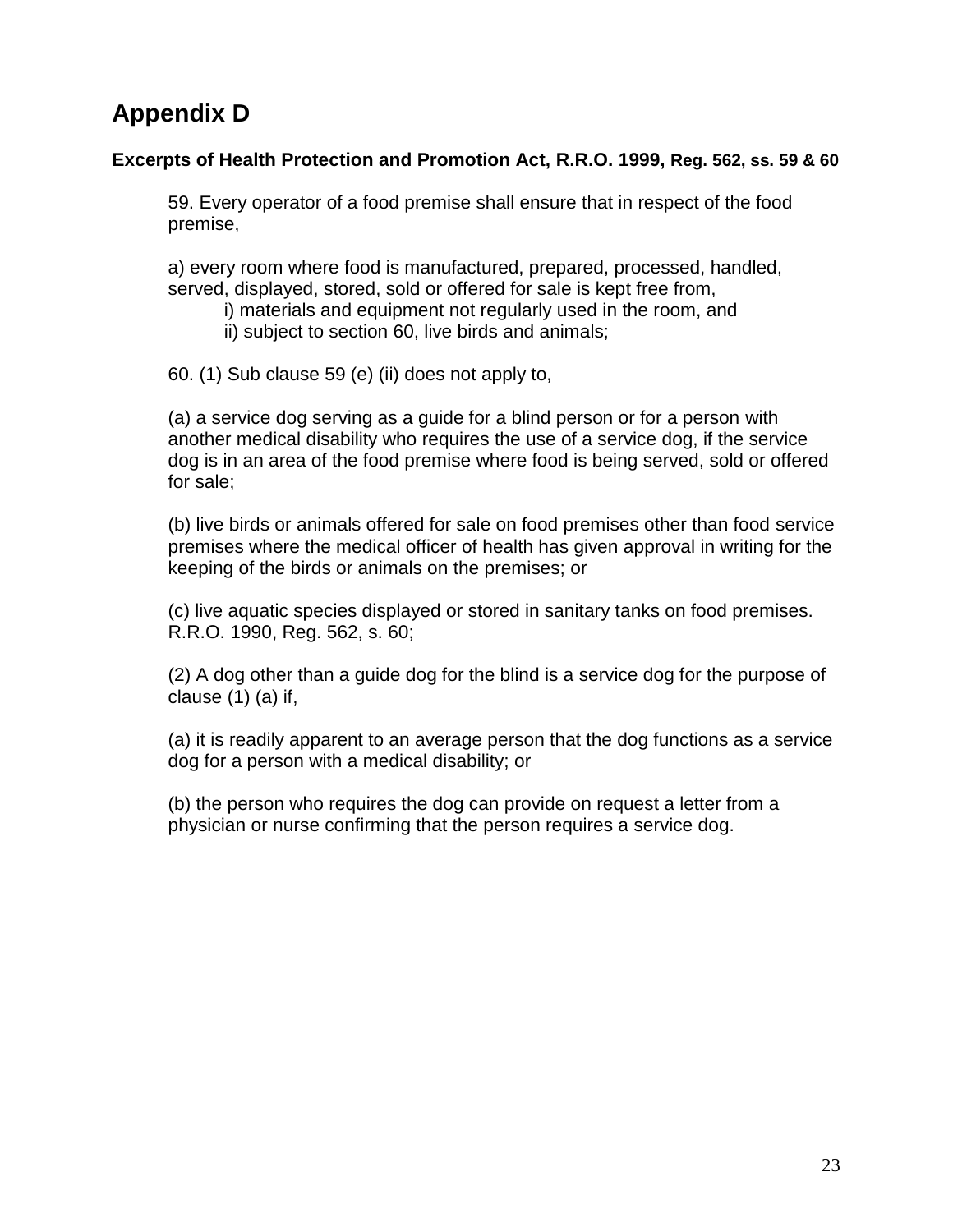# Appendix D

### Excerpts of Health Protection and Promotion Act, R.R.O. 1999, Reg. 562, ss. 59 & 60

59. Every operator of a food premise shall ensure that in respect of the food premise,

a) every room where food is manufactured, prepared, processed, handled, served, displayed, stored, sold or offered for sale is kept free from,

   i) materials and equipment not regularly used in the room, and
   ii) subject to section 60, live birds and animals;

60. (1) Sub clause 59 (e) (ii) does not apply to,

(a) a service dog serving as a guide for a blind person or for a person with another medical disability who requires the use of a service dog, if the service dog is in an area of the food premise where food is being served, sold or offered for sale;

(b) live birds or animals offered for sale on food premises other than food service premises where the medical officer of health has given approval in writing for the keeping of the birds or animals on the premises; or

(c) live aquatic species displayed or stored in sanitary tanks on food premises. R.R.O. 1990, Reg. 562, s. 60;

(2) A dog other than a guide dog for the blind is a service dog for the purpose of clause (1) (a) if,

(a) it is readily apparent to an average person that the dog functions as a service dog for a person with a medical disability; or

(b) the person who requires the dog can provide on request a letter from a physician or nurse confirming that the person requires a service dog.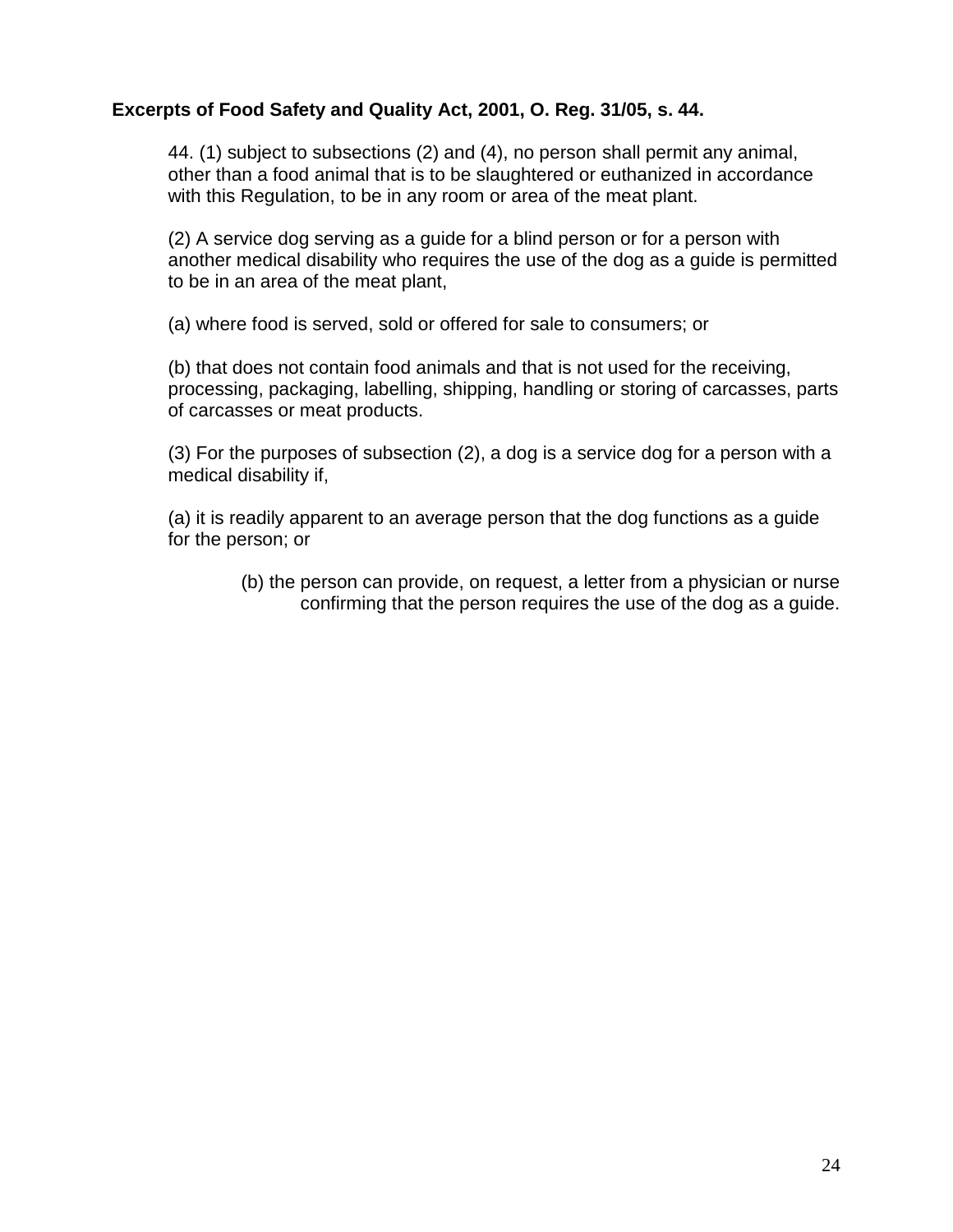**Excerpts of Food Safety and Quality Act, 2001, O. Reg. 31/05, s. 44.**

44. (1) subject to subsections (2) and (4), no person shall permit any animal, other than a food animal that is to be slaughtered or euthanized in accordance with this Regulation, to be in any room or area of the meat plant.

(2) A service dog serving as a guide for a blind person or for a person with another medical disability who requires the use of the dog as a guide is permitted to be in an area of the meat plant,

(a) where food is served, sold or offered for sale to consumers; or

(b) that does not contain food animals and that is not used for the receiving, processing, packaging, labelling, shipping, handling or storing of carcasses, parts of carcasses or meat products.

(3) For the purposes of subsection (2), a dog is a service dog for a person with a medical disability if,

(a) it is readily apparent to an average person that the dog functions as a guide for the person; or

(b) the person can provide, on request, a letter from a physician or nurse confirming that the person requires the use of the dog as a guide.